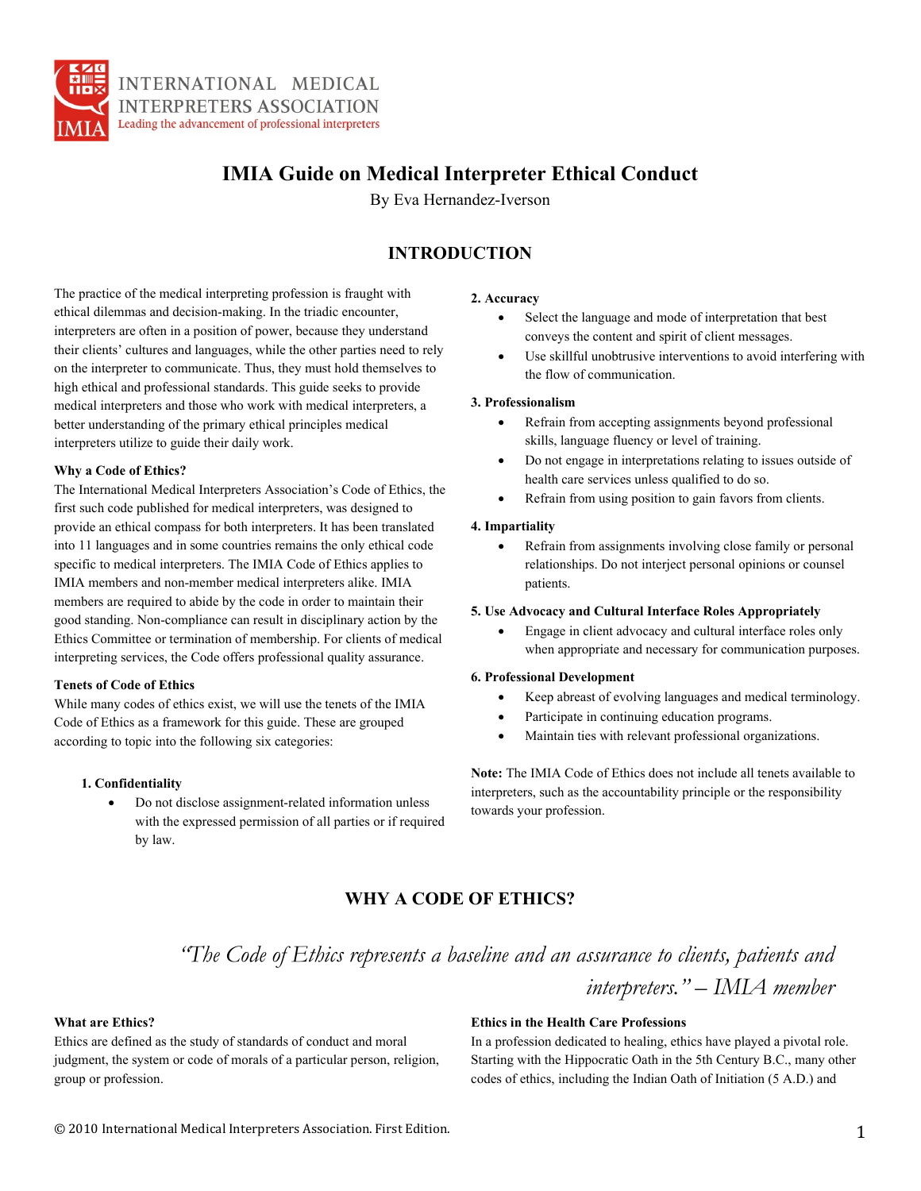INTERNATIONAL MEDICAL INTERPRETERS ASSOCIATION
Leading the advancement of professional interpreters

# IMIA Guide on Medical Interpreter Ethical Conduct

By Eva Hernandez-Iverson

## INTRODUCTION

The practice of the medical interpreting profession is fraught with ethical dilemmas and decision-making. In the triadic encounter, interpreters are often in a position of power, because they understand their clients' cultures and languages, while the other parties need to rely on the interpreter to communicate. Thus, they must hold themselves to high ethical and professional standards. This guide seeks to provide medical interpreters and those who work with medical interpreters, a better understanding of the primary ethical principles medical interpreters utilize to guide their daily work.

### Why a Code of Ethics?

The International Medical Interpreters Association's Code of Ethics, the first such code published for medical interpreters, was designed to provide an ethical compass for both interpreters. It has been translated into 11 languages and in some countries remains the only ethical code specific to medical interpreters. The IMIA Code of Ethics applies to IMIA members and non-member medical interpreters alike. IMIA members are required to abide by the code in order to maintain their good standing. Non-compliance can result in disciplinary action by the Ethics Committee or termination of membership. For clients of medical interpreting services, the Code offers professional quality assurance.

### Tenets of Code of Ethics

While many codes of ethics exist, we will use the tenets of the IMIA Code of Ethics as a framework for this guide. These are grouped according to topic into the following six categories:

**1. Confidentiality**

- Do not disclose assignment-related information unless with the expressed permission of all parties or if required by law.

**2. Accuracy**

- Select the language and mode of interpretation that best conveys the content and spirit of client messages.
- Use skillful unobtrusive interventions to avoid interfering with the flow of communication.

**3. Professionalism**

- Refrain from accepting assignments beyond professional skills, language fluency or level of training.
- Do not engage in interpretations relating to issues outside of health care services unless qualified to do so.
- Refrain from using position to gain favors from clients.

**4. Impartiality**

- Refrain from assignments involving close family or personal relationships. Do not interject personal opinions or counsel patients.

**5. Use Advocacy and Cultural Interface Roles Appropriately**

- Engage in client advocacy and cultural interface roles only when appropriate and necessary for communication purposes.

**6. Professional Development**

- Keep abreast of evolving languages and medical terminology.
- Participate in continuing education programs.
- Maintain ties with relevant professional organizations.

**Note:** The IMIA Code of Ethics does not include all tenets available to interpreters, such as the accountability principle or the responsibility towards your profession.

## WHY A CODE OF ETHICS?

*"The Code of Ethics represents a baseline and an assurance to clients, patients and interpreters." – IMIA member*

### What are Ethics?

Ethics are defined as the study of standards of conduct and moral judgment, the system or code of morals of a particular person, religion, group or profession.

### Ethics in the Health Care Professions

In a profession dedicated to healing, ethics have played a pivotal role. Starting with the Hippocratic Oath in the 5th Century B.C., many other codes of ethics, including the Indian Oath of Initiation (5 A.D.) and

© 2010 International Medical Interpreters Association. First Edition.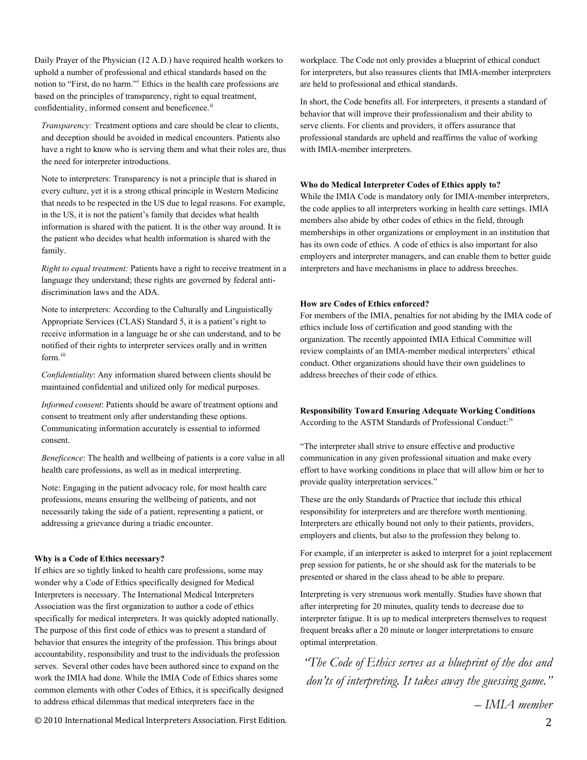Daily Prayer of the Physician (12 A.D.) have required health workers to uphold a number of professional and ethical standards based on the notion to "First, do no harm."[i] Ethics in the health care professions are based on the principles of transparency, right to equal treatment, confidentiality, informed consent and beneficence.[ii]

*Transparency:* Treatment options and care should be clear to clients, and deception should be avoided in medical encounters. Patients also have a right to know who is serving them and what their roles are, thus the need for interpreter introductions.

Note to interpreters: Transparency is not a principle that is shared in every culture, yet it is a strong ethical principle in Western Medicine that needs to be respected in the US due to legal reasons. For example, in the US, it is not the patient's family that decides what health information is shared with the patient. It is the other way around. It is the patient who decides what health information is shared with the family.

*Right to equal treatment:* Patients have a right to receive treatment in a language they understand; these rights are governed by federal anti-discrimination laws and the ADA.

Note to interpreters: According to the Culturally and Linguistically Appropriate Services (CLAS) Standard 5, it is a patient's right to receive information in a language he or she can understand, and to be notified of their rights to interpreter services orally and in written form.[iii]

*Confidentiality*: Any information shared between clients should be maintained confidential and utilized only for medical purposes.

*Informed consent*: Patients should be aware of treatment options and consent to treatment only after understanding these options. Communicating information accurately is essential to informed consent.

*Beneficence*: The health and wellbeing of patients is a core value in all health care professions, as well as in medical interpreting.

Note: Engaging in the patient advocacy role, for most health care professions, means ensuring the wellbeing of patients, and not necessarily taking the side of a patient, representing a patient, or addressing a grievance during a triadic encounter.

**Why is a Code of Ethics necessary?**

If ethics are so tightly linked to health care professions, some may wonder why a Code of Ethics specifically designed for Medical Interpreters is necessary. The International Medical Interpreters Association was the first organization to author a code of ethics specifically for medical interpreters. It was quickly adopted nationally. The purpose of this first code of ethics was to present a standard of behavior that ensures the integrity of the profession. This brings about accountability, responsibility and trust to the individuals the profession serves. Several other codes have been authored since to expand on the work the IMIA had done. While the IMIA Code of Ethics shares some common elements with other Codes of Ethics, it is specifically designed to address ethical dilemmas that medical interpreters face in the workplace. The Code not only provides a blueprint of ethical conduct for interpreters, but also reassures clients that IMIA-member interpreters are held to professional and ethical standards.

In short, the Code benefits all. For interpreters, it presents a standard of behavior that will improve their professionalism and their ability to serve clients. For clients and providers, it offers assurance that professional standards are upheld and reaffirms the value of working with IMIA-member interpreters.

**Who do Medical Interpreter Codes of Ethics apply to?**

While the IMIA Code is mandatory only for IMIA-member interpreters, the code applies to all interpreters working in health care settings. IMIA members also abide by other codes of ethics in the field, through memberships in other organizations or employment in an institution that has its own code of ethics. A code of ethics is also important for also employers and interpreter managers, and can enable them to better guide interpreters and have mechanisms in place to address breeches.

**How are Codes of Ethics enforced?**

For members of the IMIA, penalties for not abiding by the IMIA code of ethics include loss of certification and good standing with the organization. The recently appointed IMIA Ethical Committee will review complaints of an IMIA-member medical interpreters' ethical conduct. Other organizations should have their own guidelines to address breeches of their code of ethics.

**Responsibility Toward Ensuring Adequate Working Conditions**

According to the ASTM Standards of Professional Conduct:[iv]

"The interpreter shall strive to ensure effective and productive communication in any given professional situation and make every effort to have working conditions in place that will allow him or her to provide quality interpretation services."

These are the only Standards of Practice that include this ethical responsibility for interpreters and are therefore worth mentioning. Interpreters are ethically bound not only to their patients, providers, employers and clients, but also to the profession they belong to.

For example, if an interpreter is asked to interpret for a joint replacement prep session for patients, he or she should ask for the materials to be presented or shared in the class ahead to be able to prepare.

Interpreting is very strenuous work mentally. Studies have shown that after interpreting for 20 minutes, quality tends to decrease due to interpreter fatigue. It is up to medical interpreters themselves to request frequent breaks after a 20 minute or longer interpretations to ensure optimal interpretation.

*"The Code of Ethics serves as a blueprint of the dos and don'ts of interpreting. It takes away the guessing game."*

*– IMIA member*

© 2010 International Medical Interpreters Association. First Edition.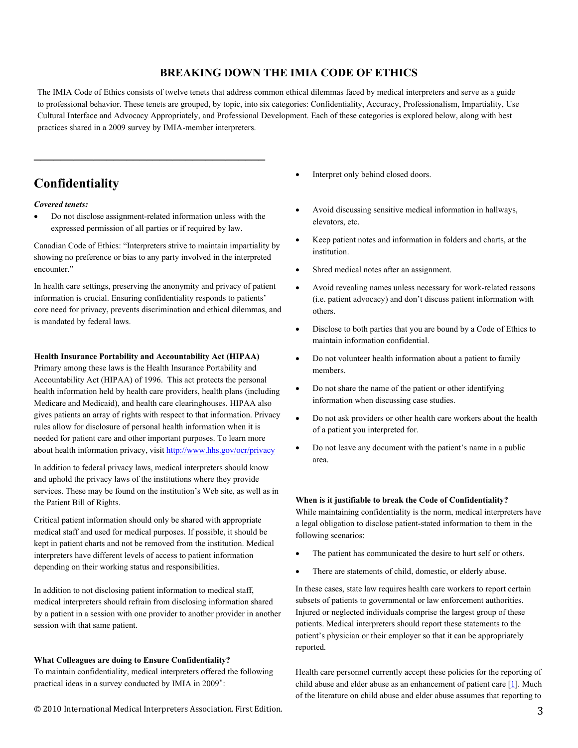# BREAKING DOWN THE IMIA CODE OF ETHICS

The IMIA Code of Ethics consists of twelve tenets that address common ethical dilemmas faced by medical interpreters and serve as a guide to professional behavior. These tenets are grouped, by topic, into six categories: Confidentiality, Accuracy, Professionalism, Impartiality, Use Cultural Interface and Advocacy Appropriately, and Professional Development. Each of these categories is explored below, along with best practices shared in a 2009 survey by IMIA-member interpreters.

## Confidentiality

***Covered tenets:***

- Do not disclose assignment-related information unless with the expressed permission of all parties or if required by law.

Canadian Code of Ethics: "Interpreters strive to maintain impartiality by showing no preference or bias to any party involved in the interpreted encounter."

In health care settings, preserving the anonymity and privacy of patient information is crucial. Ensuring confidentiality responds to patients' core need for privacy, prevents discrimination and ethical dilemmas, and is mandated by federal laws.

**Health Insurance Portability and Accountability Act (HIPAA)**

Primary among these laws is the Health Insurance Portability and Accountability Act (HIPAA) of 1996. This act protects the personal health information held by health care providers, health plans (including Medicare and Medicaid), and health care clearinghouses. HIPAA also gives patients an array of rights with respect to that information. Privacy rules allow for disclosure of personal health information when it is needed for patient care and other important purposes. To learn more about health information privacy, visit http://www.hhs.gov/ocr/privacy

In addition to federal privacy laws, medical interpreters should know and uphold the privacy laws of the institutions where they provide services. These may be found on the institution's Web site, as well as in the Patient Bill of Rights.

Critical patient information should only be shared with appropriate medical staff and used for medical purposes. If possible, it should be kept in patient charts and not be removed from the institution. Medical interpreters have different levels of access to patient information depending on their working status and responsibilities.

In addition to not disclosing patient information to medical staff, medical interpreters should refrain from disclosing information shared by a patient in a session with one provider to another provider in another session with that same patient.

**What Colleagues are doing to Ensure Confidentiality?**

To maintain confidentiality, medical interpreters offered the following practical ideas in a survey conducted by IMIA in 2009[v]:

- Interpret only behind closed doors.
- Avoid discussing sensitive medical information in hallways, elevators, etc.
- Keep patient notes and information in folders and charts, at the institution.
- Shred medical notes after an assignment.
- Avoid revealing names unless necessary for work-related reasons (i.e. patient advocacy) and don't discuss patient information with others.
- Disclose to both parties that you are bound by a Code of Ethics to maintain information confidential.
- Do not volunteer health information about a patient to family members.
- Do not share the name of the patient or other identifying information when discussing case studies.
- Do not ask providers or other health care workers about the health of a patient you interpreted for.
- Do not leave any document with the patient's name in a public area.

**When is it justifiable to break the Code of Confidentiality?**

While maintaining confidentiality is the norm, medical interpreters have a legal obligation to disclose patient-stated information to them in the following scenarios:

- The patient has communicated the desire to hurt self or others.
- There are statements of child, domestic, or elderly abuse.

In these cases, state law requires health care workers to report certain subsets of patients to governmental or law enforcement authorities. Injured or neglected individuals comprise the largest group of these patients. Medical interpreters should report these statements to the patient's physician or their employer so that it can be appropriately reported.

Health care personnel currently accept these policies for the reporting of child abuse and elder abuse as an enhancement of patient care [1]. Much of the literature on child abuse and elder abuse assumes that reporting to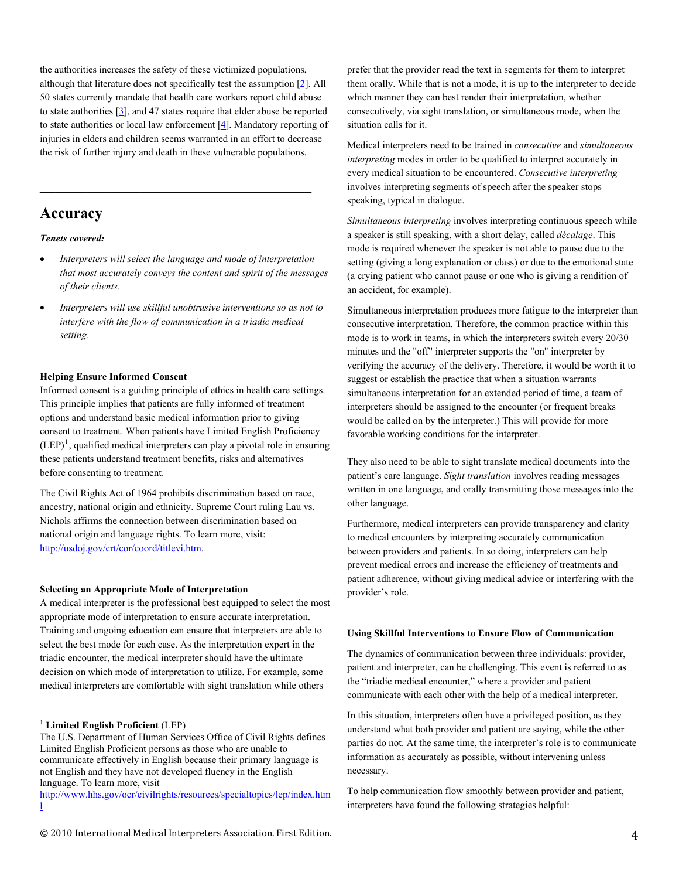the authorities increases the safety of these victimized populations, although that literature does not specifically test the assumption [2]. All 50 states currently mandate that health care workers report child abuse to state authorities [3], and 47 states require that elder abuse be reported to state authorities or local law enforcement [4]. Mandatory reporting of injuries in elders and children seems warranted in an effort to decrease the risk of further injury and death in these vulnerable populations.

---

## Accuracy

***Tenets covered:***

- *Interpreters will select the language and mode of interpretation that most accurately conveys the content and spirit of the messages of their clients.*
- *Interpreters will use skillful unobtrusive interventions so as not to interfere with the flow of communication in a triadic medical setting.*

**Helping Ensure Informed Consent**

Informed consent is a guiding principle of ethics in health care settings. This principle implies that patients are fully informed of treatment options and understand basic medical information prior to giving consent to treatment. When patients have Limited English Proficiency (LEP)[1], qualified medical interpreters can play a pivotal role in ensuring these patients understand treatment benefits, risks and alternatives before consenting to treatment.

The Civil Rights Act of 1964 prohibits discrimination based on race, ancestry, national origin and ethnicity. Supreme Court ruling Lau vs. Nichols affirms the connection between discrimination based on national origin and language rights. To learn more, visit: http://usdoj.gov/crt/cor/coord/titlevi.htm.

**Selecting an Appropriate Mode of Interpretation**

A medical interpreter is the professional best equipped to select the most appropriate mode of interpretation to ensure accurate interpretation. Training and ongoing education can ensure that interpreters are able to select the best mode for each case. As the interpretation expert in the triadic encounter, the medical interpreter should have the ultimate decision on which mode of interpretation to utilize. For example, some medical interpreters are comfortable with sight translation while others prefer that the provider read the text in segments for them to interpret them orally. While that is not a mode, it is up to the interpreter to decide which manner they can best render their interpretation, whether consecutively, via sight translation, or simultaneous mode, when the situation calls for it.

Medical interpreters need to be trained in *consecutive* and *simultaneous interpreting* modes in order to be qualified to interpret accurately in every medical situation to be encountered. *Consecutive interpreting* involves interpreting segments of speech after the speaker stops speaking, typical in dialogue.

*Simultaneous interpreting* involves interpreting continuous speech while a speaker is still speaking, with a short delay, called *décalage*. This mode is required whenever the speaker is not able to pause due to the setting (giving a long explanation or class) or due to the emotional state (a crying patient who cannot pause or one who is giving a rendition of an accident, for example).

Simultaneous interpretation produces more fatigue to the interpreter than consecutive interpretation. Therefore, the common practice within this mode is to work in teams, in which the interpreters switch every 20/30 minutes and the "off" interpreter supports the "on" interpreter by verifying the accuracy of the delivery. Therefore, it would be worth it to suggest or establish the practice that when a situation warrants simultaneous interpretation for an extended period of time, a team of interpreters should be assigned to the encounter (or frequent breaks would be called on by the interpreter.) This will provide for more favorable working conditions for the interpreter.

They also need to be able to sight translate medical documents into the patient's care language. *Sight translation* involves reading messages written in one language, and orally transmitting those messages into the other language.

Furthermore, medical interpreters can provide transparency and clarity to medical encounters by interpreting accurately communication between providers and patients. In so doing, interpreters can help prevent medical errors and increase the efficiency of treatments and patient adherence, without giving medical advice or interfering with the provider's role.

**Using Skillful Interventions to Ensure Flow of Communication**

The dynamics of communication between three individuals: provider, patient and interpreter, can be challenging. This event is referred to as the "triadic medical encounter," where a provider and patient communicate with each other with the help of a medical interpreter.

In this situation, interpreters often have a privileged position, as they understand what both provider and patient are saying, while the other parties do not. At the same time, the interpreter's role is to communicate information as accurately as possible, without intervening unless necessary.

To help communication flow smoothly between provider and patient, interpreters have found the following strategies helpful:

---

[1] **Limited English Proficient** (LEP)
The U.S. Department of Human Services Office of Civil Rights defines Limited English Proficient persons as those who are unable to communicate effectively in English because their primary language is not English and they have not developed fluency in the English language. To learn more, visit http://www.hhs.gov/ocr/civilrights/resources/specialtopics/lep/index.html

© 2010 International Medical Interpreters Association. First Edition.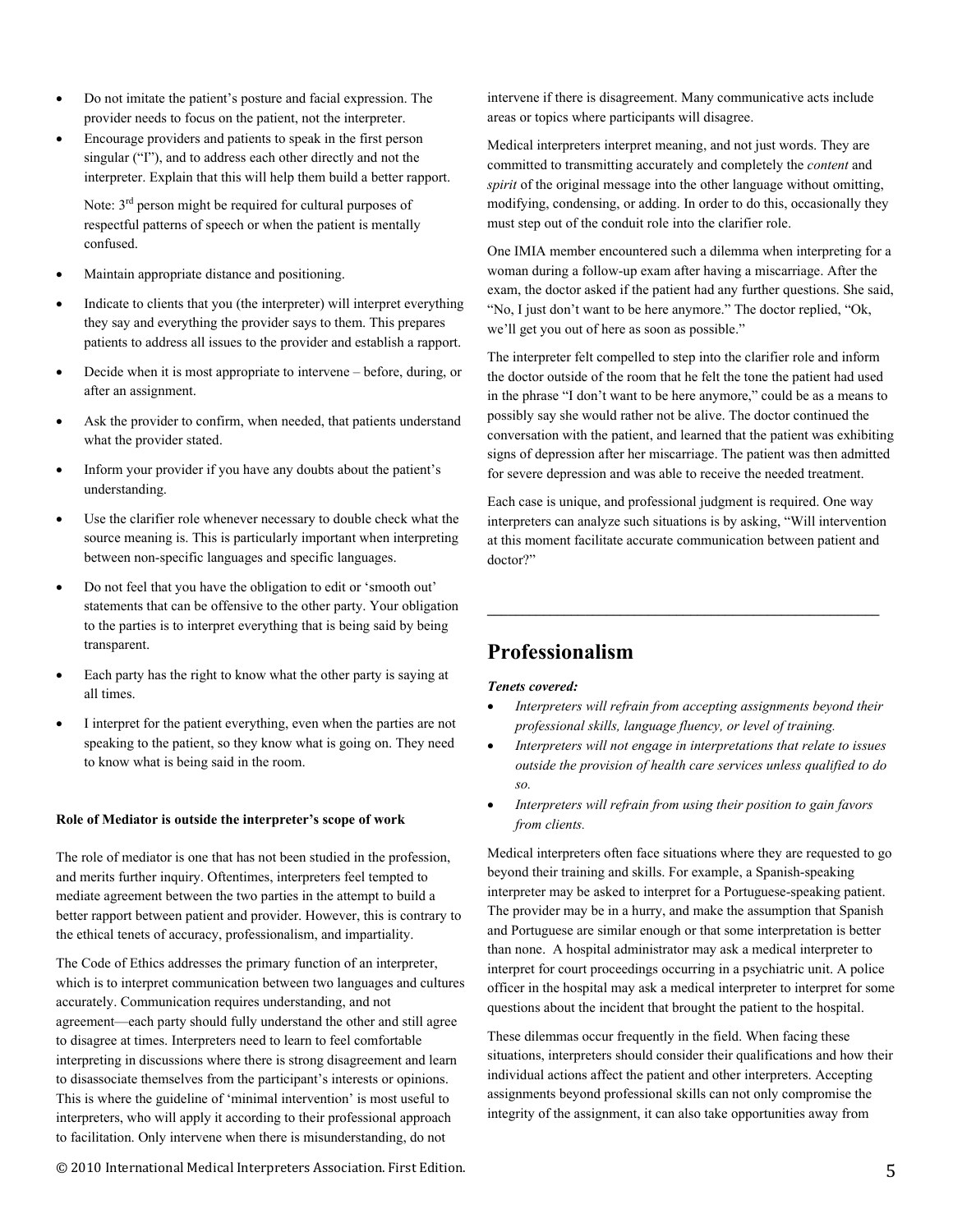- Do not imitate the patient's posture and facial expression. The provider needs to focus on the patient, not the interpreter.
- Encourage providers and patients to speak in the first person singular ("I"), and to address each other directly and not the interpreter. Explain that this will help them build a better rapport.

  Note: 3rd person might be required for cultural purposes of respectful patterns of speech or when the patient is mentally confused.

- Maintain appropriate distance and positioning.
- Indicate to clients that you (the interpreter) will interpret everything they say and everything the provider says to them. This prepares patients to address all issues to the provider and establish a rapport.
- Decide when it is most appropriate to intervene – before, during, or after an assignment.
- Ask the provider to confirm, when needed, that patients understand what the provider stated.
- Inform your provider if you have any doubts about the patient's understanding.
- Use the clarifier role whenever necessary to double check what the source meaning is. This is particularly important when interpreting between non-specific languages and specific languages.
- Do not feel that you have the obligation to edit or 'smooth out' statements that can be offensive to the other party. Your obligation to the parties is to interpret everything that is being said by being transparent.
- Each party has the right to know what the other party is saying at all times.
- I interpret for the patient everything, even when the parties are not speaking to the patient, so they know what is going on. They need to know what is being said in the room.

**Role of Mediator is outside the interpreter's scope of work**

The role of mediator is one that has not been studied in the profession, and merits further inquiry. Oftentimes, interpreters feel tempted to mediate agreement between the two parties in the attempt to build a better rapport between patient and provider. However, this is contrary to the ethical tenets of accuracy, professionalism, and impartiality.

The Code of Ethics addresses the primary function of an interpreter, which is to interpret communication between two languages and cultures accurately. Communication requires understanding, and not agreement—each party should fully understand the other and still agree to disagree at times. Interpreters need to learn to feel comfortable interpreting in discussions where there is strong disagreement and learn to disassociate themselves from the participant's interests or opinions. This is where the guideline of 'minimal intervention' is most useful to interpreters, who will apply it according to their professional approach to facilitation. Only intervene when there is misunderstanding, do not intervene if there is disagreement. Many communicative acts include areas or topics where participants will disagree.

Medical interpreters interpret meaning, and not just words. They are committed to transmitting accurately and completely the *content* and *spirit* of the original message into the other language without omitting, modifying, condensing, or adding. In order to do this, occasionally they must step out of the conduit role into the clarifier role.

One IMIA member encountered such a dilemma when interpreting for a woman during a follow-up exam after having a miscarriage. After the exam, the doctor asked if the patient had any further questions. She said, "No, I just don't want to be here anymore." The doctor replied, "Ok, we'll get you out of here as soon as possible."

The interpreter felt compelled to step into the clarifier role and inform the doctor outside of the room that he felt the tone the patient had used in the phrase "I don't want to be here anymore," could be as a means to possibly say she would rather not be alive. The doctor continued the conversation with the patient, and learned that the patient was exhibiting signs of depression after her miscarriage. The patient was then admitted for severe depression and was able to receive the needed treatment.

Each case is unique, and professional judgment is required. One way interpreters can analyze such situations is by asking, "Will intervention at this moment facilitate accurate communication between patient and doctor?"

---

## Professionalism

***Tenets covered:***

- *Interpreters will refrain from accepting assignments beyond their professional skills, language fluency, or level of training.*
- *Interpreters will not engage in interpretations that relate to issues outside the provision of health care services unless qualified to do so.*
- *Interpreters will refrain from using their position to gain favors from clients.*

Medical interpreters often face situations where they are requested to go beyond their training and skills. For example, a Spanish-speaking interpreter may be asked to interpret for a Portuguese-speaking patient. The provider may be in a hurry, and make the assumption that Spanish and Portuguese are similar enough or that some interpretation is better than none. A hospital administrator may ask a medical interpreter to interpret for court proceedings occurring in a psychiatric unit. A police officer in the hospital may ask a medical interpreter to interpret for some questions about the incident that brought the patient to the hospital.

These dilemmas occur frequently in the field. When facing these situations, interpreters should consider their qualifications and how their individual actions affect the patient and other interpreters. Accepting assignments beyond professional skills can not only compromise the integrity of the assignment, it can also take opportunities away from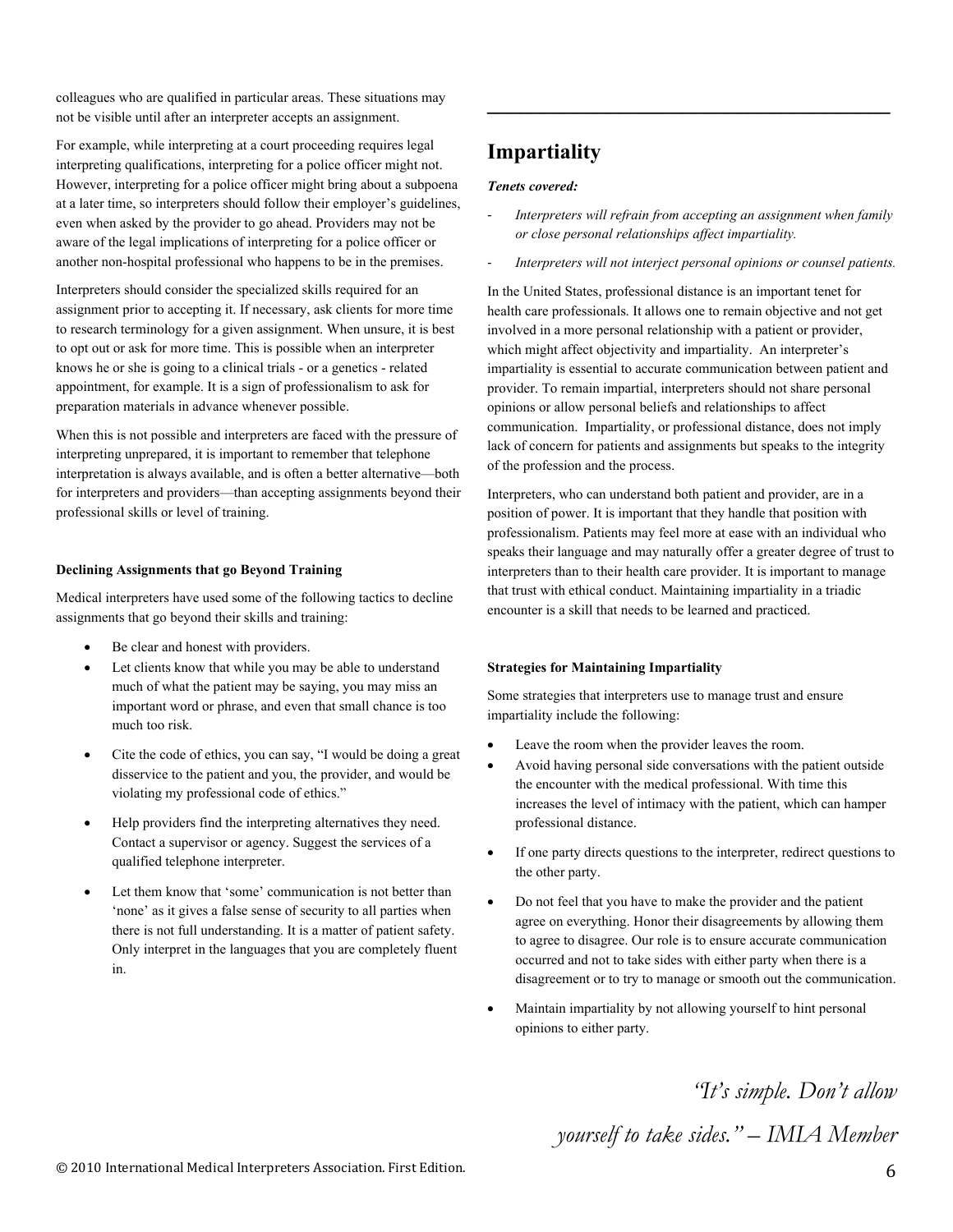colleagues who are qualified in particular areas. These situations may not be visible until after an interpreter accepts an assignment.

For example, while interpreting at a court proceeding requires legal interpreting qualifications, interpreting for a police officer might not. However, interpreting for a police officer might bring about a subpoena at a later time, so interpreters should follow their employer's guidelines, even when asked by the provider to go ahead. Providers may not be aware of the legal implications of interpreting for a police officer or another non-hospital professional who happens to be in the premises.

Interpreters should consider the specialized skills required for an assignment prior to accepting it. If necessary, ask clients for more time to research terminology for a given assignment. When unsure, it is best to opt out or ask for more time. This is possible when an interpreter knows he or she is going to a clinical trials - or a genetics - related appointment, for example. It is a sign of professionalism to ask for preparation materials in advance whenever possible.

When this is not possible and interpreters are faced with the pressure of interpreting unprepared, it is important to remember that telephone interpretation is always available, and is often a better alternative—both for interpreters and providers—than accepting assignments beyond their professional skills or level of training.

#### Declining Assignments that go Beyond Training

Medical interpreters have used some of the following tactics to decline assignments that go beyond their skills and training:

- Be clear and honest with providers.
- Let clients know that while you may be able to understand much of what the patient may be saying, you may miss an important word or phrase, and even that small chance is too much too risk.
- Cite the code of ethics, you can say, "I would be doing a great disservice to the patient and you, the provider, and would be violating my professional code of ethics."
- Help providers find the interpreting alternatives they need. Contact a supervisor or agency. Suggest the services of a qualified telephone interpreter.
- Let them know that 'some' communication is not better than 'none' as it gives a false sense of security to all parties when there is not full understanding. It is a matter of patient safety. Only interpret in the languages that you are completely fluent in.

## Impartiality

***Tenets covered:***

- *Interpreters will refrain from accepting an assignment when family or close personal relationships affect impartiality.*
- *Interpreters will not interject personal opinions or counsel patients.*

In the United States, professional distance is an important tenet for health care professionals. It allows one to remain objective and not get involved in a more personal relationship with a patient or provider, which might affect objectivity and impartiality. An interpreter's impartiality is essential to accurate communication between patient and provider. To remain impartial, interpreters should not share personal opinions or allow personal beliefs and relationships to affect communication. Impartiality, or professional distance, does not imply lack of concern for patients and assignments but speaks to the integrity of the profession and the process.

Interpreters, who can understand both patient and provider, are in a position of power. It is important that they handle that position with professionalism. Patients may feel more at ease with an individual who speaks their language and may naturally offer a greater degree of trust to interpreters than to their health care provider. It is important to manage that trust with ethical conduct. Maintaining impartiality in a triadic encounter is a skill that needs to be learned and practiced.

#### Strategies for Maintaining Impartiality

Some strategies that interpreters use to manage trust and ensure impartiality include the following:

- Leave the room when the provider leaves the room.
- Avoid having personal side conversations with the patient outside the encounter with the medical professional. With time this increases the level of intimacy with the patient, which can hamper professional distance.
- If one party directs questions to the interpreter, redirect questions to the other party.
- Do not feel that you have to make the provider and the patient agree on everything. Honor their disagreements by allowing them to agree to disagree. Our role is to ensure accurate communication occurred and not to take sides with either party when there is a disagreement or to try to manage or smooth out the communication.
- Maintain impartiality by not allowing yourself to hint personal opinions to either party.

*"It's simple. Don't allow yourself to take sides." – IMIA Member*

© 2010 International Medical Interpreters Association. First Edition.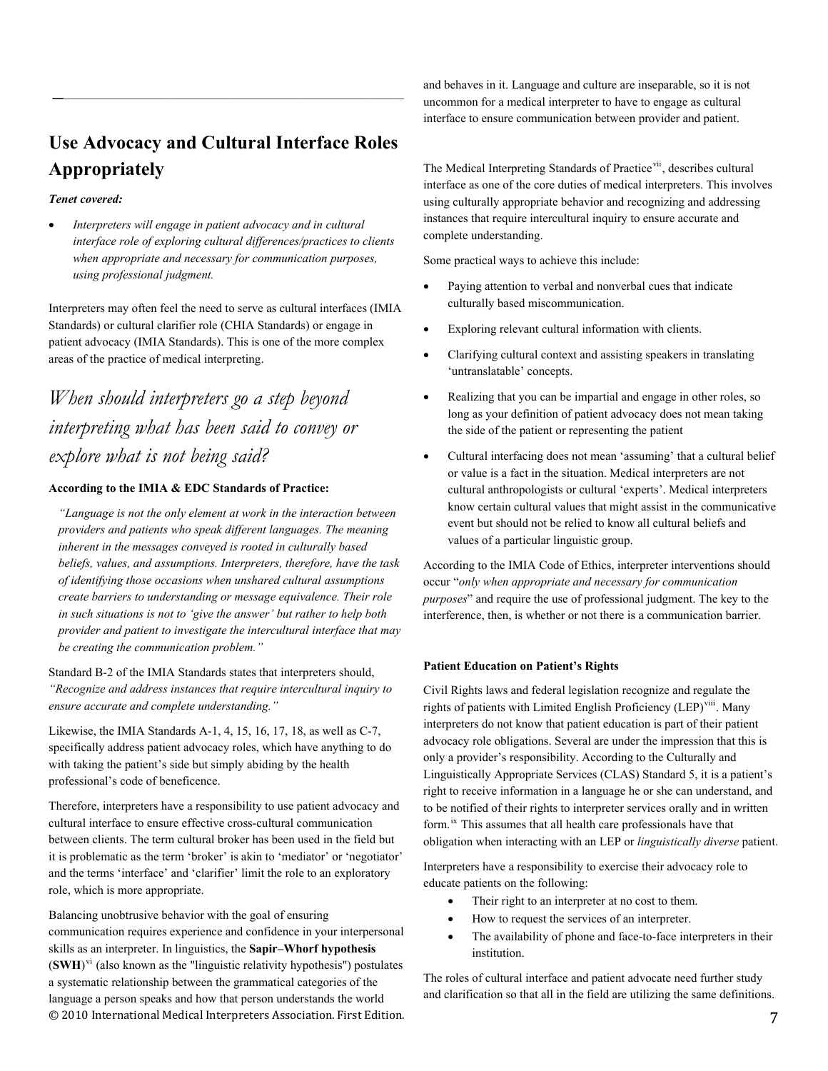## Use Advocacy and Cultural Interface Roles Appropriately

***Tenet covered:***

- *Interpreters will engage in patient advocacy and in cultural interface role of exploring cultural differences/practices to clients when appropriate and necessary for communication purposes, using professional judgment.*

Interpreters may often feel the need to serve as cultural interfaces (IMIA Standards) or cultural clarifier role (CHIA Standards) or engage in patient advocacy (IMIA Standards). This is one of the more complex areas of the practice of medical interpreting.

### *When should interpreters go a step beyond interpreting what has been said to convey or explore what is not being said?*

**According to the IMIA & EDC Standards of Practice:**

> *"Language is not the only element at work in the interaction between providers and patients who speak different languages. The meaning inherent in the messages conveyed is rooted in culturally based beliefs, values, and assumptions. Interpreters, therefore, have the task of identifying those occasions when unshared cultural assumptions create barriers to understanding or message equivalence. Their role in such situations is not to 'give the answer' but rather to help both provider and patient to investigate the intercultural interface that may be creating the communication problem."*

Standard B-2 of the IMIA Standards states that interpreters should, *"Recognize and address instances that require intercultural inquiry to ensure accurate and complete understanding."*

Likewise, the IMIA Standards A-1, 4, 15, 16, 17, 18, as well as C-7, specifically address patient advocacy roles, which have anything to do with taking the patient's side but simply abiding by the health professional's code of beneficence.

Therefore, interpreters have a responsibility to use patient advocacy and cultural interface to ensure effective cross-cultural communication between clients. The term cultural broker has been used in the field but it is problematic as the term 'broker' is akin to 'mediator' or 'negotiator' and the terms 'interface' and 'clarifier' limit the role to an exploratory role, which is more appropriate.

Balancing unobtrusive behavior with the goal of ensuring communication requires experience and confidence in your interpersonal skills as an interpreter. In linguistics, the **Sapir–Whorf hypothesis** (**SWH**)[vi] (also known as the "linguistic relativity hypothesis") postulates a systematic relationship between the grammatical categories of the language a person speaks and how that person understands the world and behaves in it. Language and culture are inseparable, so it is not uncommon for a medical interpreter to have to engage as cultural interface to ensure communication between provider and patient.

The Medical Interpreting Standards of Practice[vii], describes cultural interface as one of the core duties of medical interpreters. This involves using culturally appropriate behavior and recognizing and addressing instances that require intercultural inquiry to ensure accurate and complete understanding.

Some practical ways to achieve this include:

- Paying attention to verbal and nonverbal cues that indicate culturally based miscommunication.
- Exploring relevant cultural information with clients.
- Clarifying cultural context and assisting speakers in translating 'untranslatable' concepts.
- Realizing that you can be impartial and engage in other roles, so long as your definition of patient advocacy does not mean taking the side of the patient or representing the patient
- Cultural interfacing does not mean 'assuming' that a cultural belief or value is a fact in the situation. Medical interpreters are not cultural anthropologists or cultural 'experts'. Medical interpreters know certain cultural values that might assist in the communicative event but should not be relied to know all cultural beliefs and values of a particular linguistic group.

According to the IMIA Code of Ethics, interpreter interventions should occur "*only when appropriate and necessary for communication purposes*" and require the use of professional judgment. The key to the interference, then, is whether or not there is a communication barrier.

**Patient Education on Patient's Rights**

Civil Rights laws and federal legislation recognize and regulate the rights of patients with Limited English Proficiency (LEP)[viii]. Many interpreters do not know that patient education is part of their patient advocacy role obligations. Several are under the impression that this is only a provider's responsibility. According to the Culturally and Linguistically Appropriate Services (CLAS) Standard 5, it is a patient's right to receive information in a language he or she can understand, and to be notified of their rights to interpreter services orally and in written form.[ix] This assumes that all health care professionals have that obligation when interacting with an LEP or *linguistically diverse* patient.

Interpreters have a responsibility to exercise their advocacy role to educate patients on the following:

- Their right to an interpreter at no cost to them.
- How to request the services of an interpreter.
- The availability of phone and face-to-face interpreters in their institution.

The roles of cultural interface and patient advocate need further study and clarification so that all in the field are utilizing the same definitions.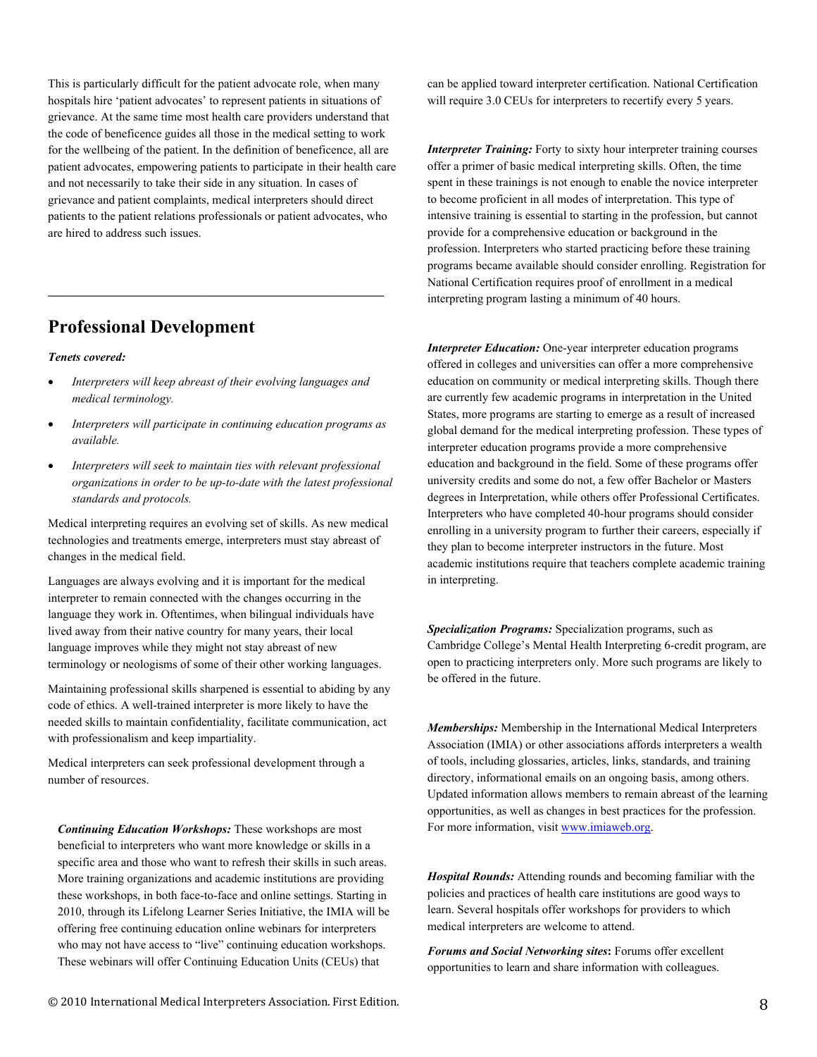This is particularly difficult for the patient advocate role, when many hospitals hire 'patient advocates' to represent patients in situations of grievance. At the same time most health care providers understand that the code of beneficence guides all those in the medical setting to work for the wellbeing of the patient. In the definition of beneficence, all are patient advocates, empowering patients to participate in their health care and not necessarily to take their side in any situation. In cases of grievance and patient complaints, medical interpreters should direct patients to the patient relations professionals or patient advocates, who are hired to address such issues.

---

## Professional Development

***Tenets covered:***

- *Interpreters will keep abreast of their evolving languages and medical terminology.*
- *Interpreters will participate in continuing education programs as available.*
- *Interpreters will seek to maintain ties with relevant professional organizations in order to be up-to-date with the latest professional standards and protocols.*

Medical interpreting requires an evolving set of skills. As new medical technologies and treatments emerge, interpreters must stay abreast of changes in the medical field.

Languages are always evolving and it is important for the medical interpreter to remain connected with the changes occurring in the language they work in. Oftentimes, when bilingual individuals have lived away from their native country for many years, their local language improves while they might not stay abreast of new terminology or neologisms of some of their other working languages.

Maintaining professional skills sharpened is essential to abiding by any code of ethics. A well-trained interpreter is more likely to have the needed skills to maintain confidentiality, facilitate communication, act with professionalism and keep impartiality.

Medical interpreters can seek professional development through a number of resources.

***Continuing Education Workshops:*** These workshops are most beneficial to interpreters who want more knowledge or skills in a specific area and those who want to refresh their skills in such areas. More training organizations and academic institutions are providing these workshops, in both face-to-face and online settings. Starting in 2010, through its Lifelong Learner Series Initiative, the IMIA will be offering free continuing education online webinars for interpreters who may not have access to "live" continuing education workshops. These webinars will offer Continuing Education Units (CEUs) that can be applied toward interpreter certification. National Certification will require 3.0 CEUs for interpreters to recertify every 5 years.

***Interpreter Training:*** Forty to sixty hour interpreter training courses offer a primer of basic medical interpreting skills. Often, the time spent in these trainings is not enough to enable the novice interpreter to become proficient in all modes of interpretation. This type of intensive training is essential to starting in the profession, but cannot provide for a comprehensive education or background in the profession. Interpreters who started practicing before these training programs became available should consider enrolling. Registration for National Certification requires proof of enrollment in a medical interpreting program lasting a minimum of 40 hours.

***Interpreter Education:*** One-year interpreter education programs offered in colleges and universities can offer a more comprehensive education on community or medical interpreting skills. Though there are currently few academic programs in interpretation in the United States, more programs are starting to emerge as a result of increased global demand for the medical interpreting profession. These types of interpreter education programs provide a more comprehensive education and background in the field. Some of these programs offer university credits and some do not, a few offer Bachelor or Masters degrees in Interpretation, while others offer Professional Certificates. Interpreters who have completed 40-hour programs should consider enrolling in a university program to further their careers, especially if they plan to become interpreter instructors in the future. Most academic institutions require that teachers complete academic training in interpreting.

***Specialization Programs:*** Specialization programs, such as Cambridge College's Mental Health Interpreting 6-credit program, are open to practicing interpreters only. More such programs are likely to be offered in the future.

***Memberships:*** Membership in the International Medical Interpreters Association (IMIA) or other associations affords interpreters a wealth of tools, including glossaries, articles, links, standards, and training directory, informational emails on an ongoing basis, among others. Updated information allows members to remain abreast of the learning opportunities, as well as changes in best practices for the profession. For more information, visit [www.imiaweb.org](http://www.imiaweb.org).

***Hospital Rounds:*** Attending rounds and becoming familiar with the policies and practices of health care institutions are good ways to learn. Several hospitals offer workshops for providers to which medical interpreters are welcome to attend.

***Forums and Social Networking sites*:** Forums offer excellent opportunities to learn and share information with colleagues.

© 2010 International Medical Interpreters Association. First Edition.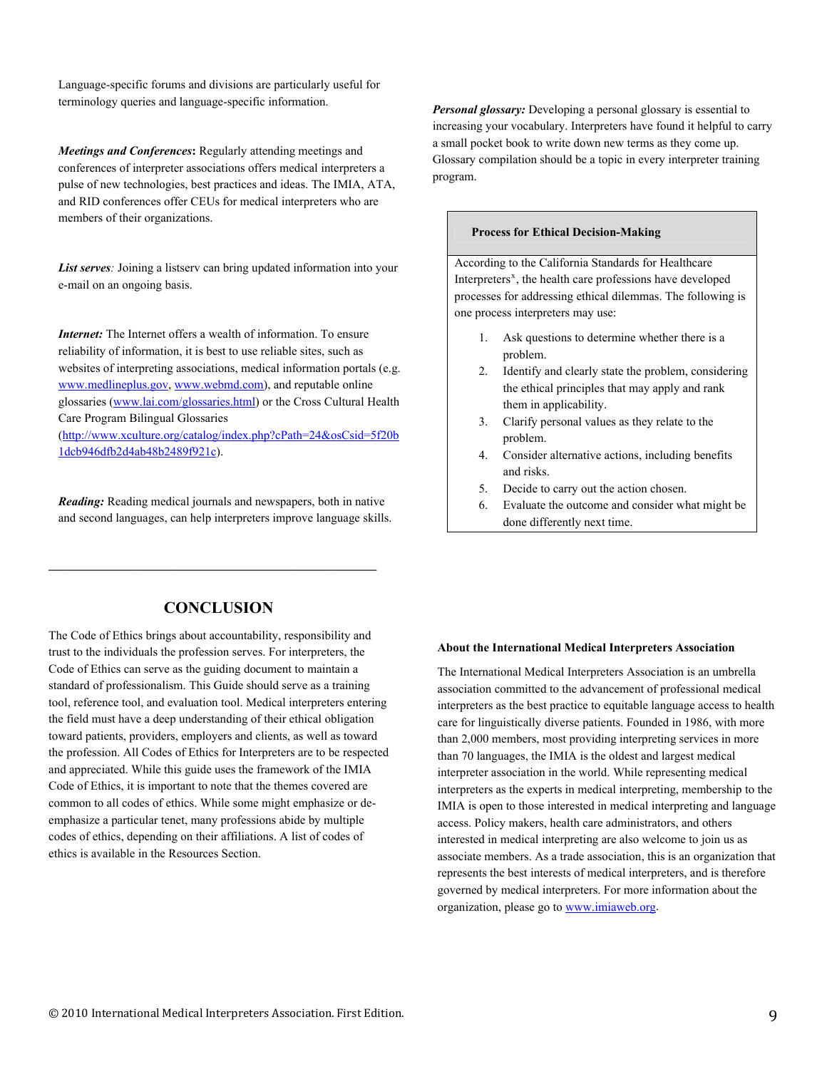Language-specific forums and divisions are particularly useful for terminology queries and language-specific information.

***Meetings and Conferences*****:** Regularly attending meetings and conferences of interpreter associations offers medical interpreters a pulse of new technologies, best practices and ideas. The IMIA, ATA, and RID conferences offer CEUs for medical interpreters who are members of their organizations.

***List serves**:* Joining a listserv can bring updated information into your e-mail on an ongoing basis.

***Internet:*** The Internet offers a wealth of information. To ensure reliability of information, it is best to use reliable sites, such as websites of interpreting associations, medical information portals (e.g. www.medlineplus.gov, www.webmd.com), and reputable online glossaries (www.lai.com/glossaries.html) or the Cross Cultural Health Care Program Bilingual Glossaries (http://www.xculture.org/catalog/index.php?cPath=24&osCsid=5f20b1dcb946dfb2d4ab48b2489f921c).

***Reading:*** Reading medical journals and newspapers, both in native and second languages, can help interpreters improve language skills.

***Personal glossary:*** Developing a personal glossary is essential to increasing your vocabulary. Interpreters have found it helpful to carry a small pocket book to write down new terms as they come up. Glossary compilation should be a topic in every interpreter training program.

**Process for Ethical Decision-Making**

According to the California Standards for Healthcare Interpreters[x], the health care professions have developed processes for addressing ethical dilemmas. The following is one process interpreters may use:

1. Ask questions to determine whether there is a problem.
2. Identify and clearly state the problem, considering the ethical principles that may apply and rank them in applicability.
3. Clarify personal values as they relate to the problem.
4. Consider alternative actions, including benefits and risks.
5. Decide to carry out the action chosen.
6. Evaluate the outcome and consider what might be done differently next time.

## CONCLUSION

The Code of Ethics brings about accountability, responsibility and trust to the individuals the profession serves. For interpreters, the Code of Ethics can serve as the guiding document to maintain a standard of professionalism. This Guide should serve as a training tool, reference tool, and evaluation tool. Medical interpreters entering the field must have a deep understanding of their ethical obligation toward patients, providers, employers and clients, as well as toward the profession. All Codes of Ethics for Interpreters are to be respected and appreciated. While this guide uses the framework of the IMIA Code of Ethics, it is important to note that the themes covered are common to all codes of ethics. While some might emphasize or de-emphasize a particular tenet, many professions abide by multiple codes of ethics, depending on their affiliations. A list of codes of ethics is available in the Resources Section.

**About the International Medical Interpreters Association**

The International Medical Interpreters Association is an umbrella association committed to the advancement of professional medical interpreters as the best practice to equitable language access to health care for linguistically diverse patients. Founded in 1986, with more than 2,000 members, most providing interpreting services in more than 70 languages, the IMIA is the oldest and largest medical interpreter association in the world. While representing medical interpreters as the experts in medical interpreting, membership to the IMIA is open to those interested in medical interpreting and language access. Policy makers, health care administrators, and others interested in medical interpreting are also welcome to join us as associate members. As a trade association, this is an organization that represents the best interests of medical interpreters, and is therefore governed by medical interpreters. For more information about the organization, please go to www.imiaweb.org.

© 2010 International Medical Interpreters Association. First Edition.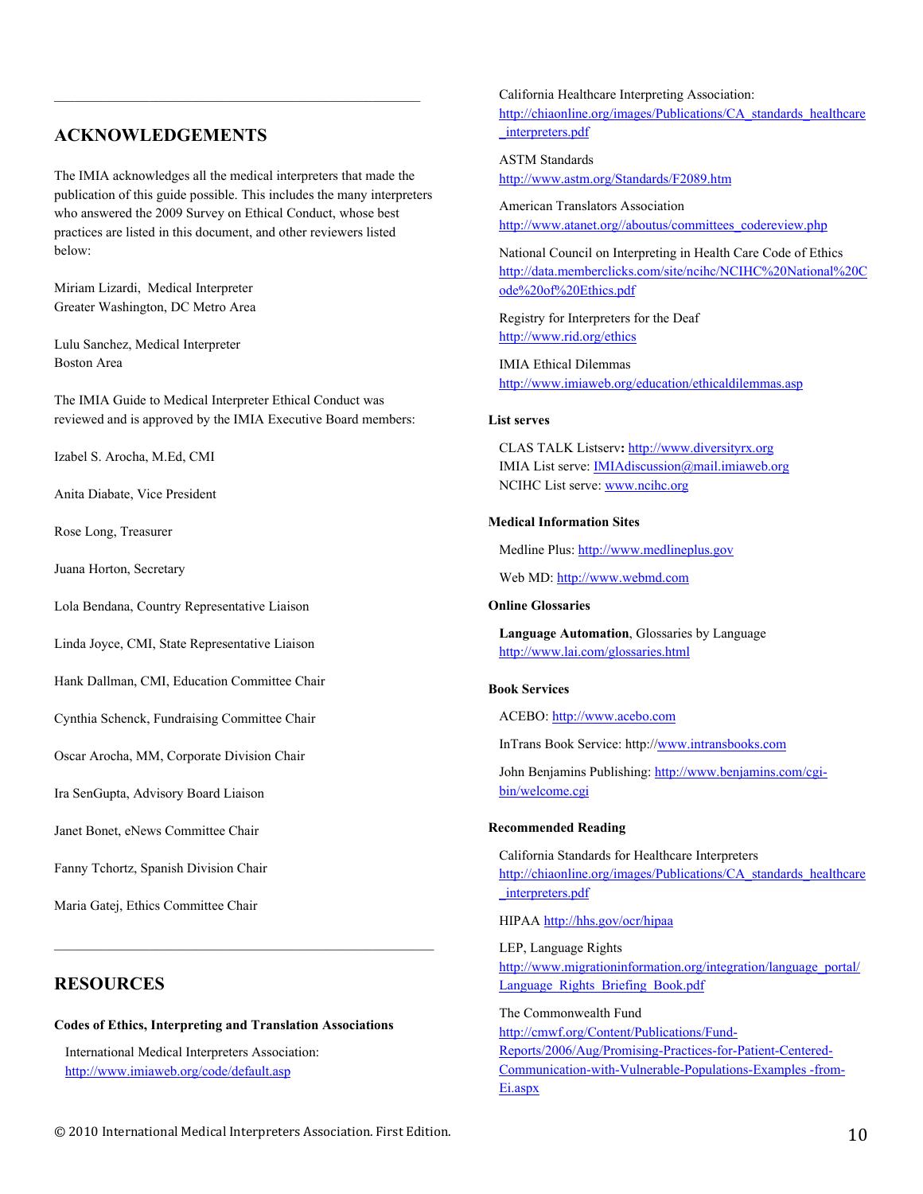## ACKNOWLEDGEMENTS

The IMIA acknowledges all the medical interpreters that made the publication of this guide possible. This includes the many interpreters who answered the 2009 Survey on Ethical Conduct, whose best practices are listed in this document, and other reviewers listed below:

Miriam Lizardi, Medical Interpreter
Greater Washington, DC Metro Area

Lulu Sanchez, Medical Interpreter
Boston Area

The IMIA Guide to Medical Interpreter Ethical Conduct was reviewed and is approved by the IMIA Executive Board members:

Izabel S. Arocha, M.Ed, CMI

Anita Diabate, Vice President

Rose Long, Treasurer

Juana Horton, Secretary

Lola Bendana, Country Representative Liaison

Linda Joyce, CMI, State Representative Liaison

Hank Dallman, CMI, Education Committee Chair

Cynthia Schenck, Fundraising Committee Chair

Oscar Arocha, MM, Corporate Division Chair

Ira SenGupta, Advisory Board Liaison

Janet Bonet, eNews Committee Chair

Fanny Tchortz, Spanish Division Chair

Maria Gatej, Ethics Committee Chair

## RESOURCES

**Codes of Ethics, Interpreting and Translation Associations**

International Medical Interpreters Association:
http://www.imiaweb.org/code/default.asp

California Healthcare Interpreting Association:
http://chiaonline.org/images/Publications/CA_standards_healthcare_interpreters.pdf

ASTM Standards
http://www.astm.org/Standards/F2089.htm

American Translators Association
http://www.atanet.org//aboutus/committees_codereview.php

National Council on Interpreting in Health Care Code of Ethics
http://data.memberclicks.com/site/ncihc/NCIHC%20National%20Code%20of%20Ethics.pdf

Registry for Interpreters for the Deaf
http://www.rid.org/ethics

IMIA Ethical Dilemmas
http://www.imiaweb.org/education/ethicaldilemmas.asp

**List serves**

CLAS TALK Listserv**:** http://www.diversityrx.org
IMIA List serve: IMIAdiscussion@mail.imiaweb.org
NCIHC List serve: www.ncihc.org

**Medical Information Sites**

Medline Plus: http://www.medlineplus.gov

Web MD: http://www.webmd.com

**Online Glossaries**

**Language Automation**, Glossaries by Language
http://www.lai.com/glossaries.html

**Book Services**

ACEBO: http://www.acebo.com

InTrans Book Service: http://www.intransbooks.com

John Benjamins Publishing: http://www.benjamins.com/cgi-bin/welcome.cgi

**Recommended Reading**

California Standards for Healthcare Interpreters
http://chiaonline.org/images/Publications/CA_standards_healthcare_interpreters.pdf

HIPAA http://hhs.gov/ocr/hipaa

LEP, Language Rights
http://www.migrationinformation.org/integration/language_portal/Language_Rights_Briefing_Book.pdf

The Commonwealth Fund
http://cmwf.org/Content/Publications/Fund-Reports/2006/Aug/Promising-Practices-for-Patient-Centered-Communication-with-Vulnerable-Populations-Examples -from-Ei.aspx

© 2010 International Medical Interpreters Association. First Edition.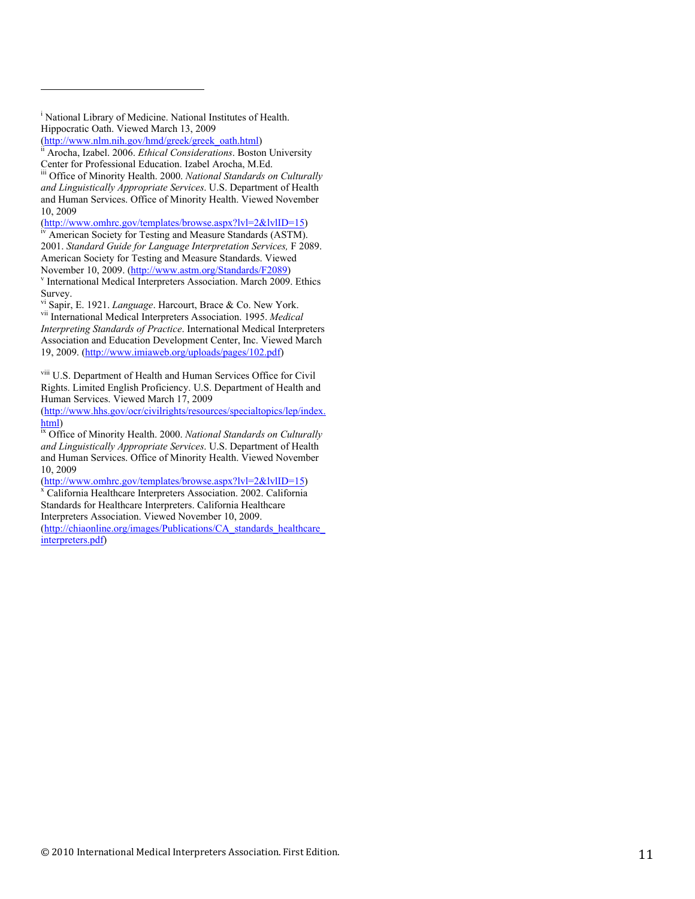---

[i] National Library of Medicine. National Institutes of Health. Hippocratic Oath. Viewed March 13, 2009 (http://www.nlm.nih.gov/hmd/greek/greek_oath.html)

[ii] Arocha, Izabel. 2006. *Ethical Considerations*. Boston University Center for Professional Education. Izabel Arocha, M.Ed.

[iii] Office of Minority Health. 2000. *National Standards on Culturally and Linguistically Appropriate Services*. U.S. Department of Health and Human Services. Office of Minority Health. Viewed November 10, 2009 (http://www.omhrc.gov/templates/browse.aspx?lvl=2&lvlID=15)

[iv] American Society for Testing and Measure Standards (ASTM). 2001. *Standard Guide for Language Interpretation Services,* F 2089. American Society for Testing and Measure Standards. Viewed November 10, 2009. (http://www.astm.org/Standards/F2089)

[v] International Medical Interpreters Association. March 2009. Ethics Survey.

[vi] Sapir, E. 1921. *Language*. Harcourt, Brace & Co. New York.

[vii] International Medical Interpreters Association. 1995. *Medical Interpreting Standards of Practice*. International Medical Interpreters Association and Education Development Center, Inc. Viewed March 19, 2009. (http://www.imiaweb.org/uploads/pages/102.pdf)

[viii] U.S. Department of Health and Human Services Office for Civil Rights. Limited English Proficiency. U.S. Department of Health and Human Services. Viewed March 17, 2009 (http://www.hhs.gov/ocr/civilrights/resources/specialtopics/lep/index.html)

[ix] Office of Minority Health. 2000. *National Standards on Culturally and Linguistically Appropriate Services*. U.S. Department of Health and Human Services. Office of Minority Health. Viewed November 10, 2009 (http://www.omhrc.gov/templates/browse.aspx?lvl=2&lvlID=15)

[x] California Healthcare Interpreters Association. 2002. California Standards for Healthcare Interpreters. California Healthcare Interpreters Association. Viewed November 10, 2009. (http://chiaonline.org/images/Publications/CA_standards_healthcare_interpreters.pdf)

© 2010 International Medical Interpreters Association. First Edition.